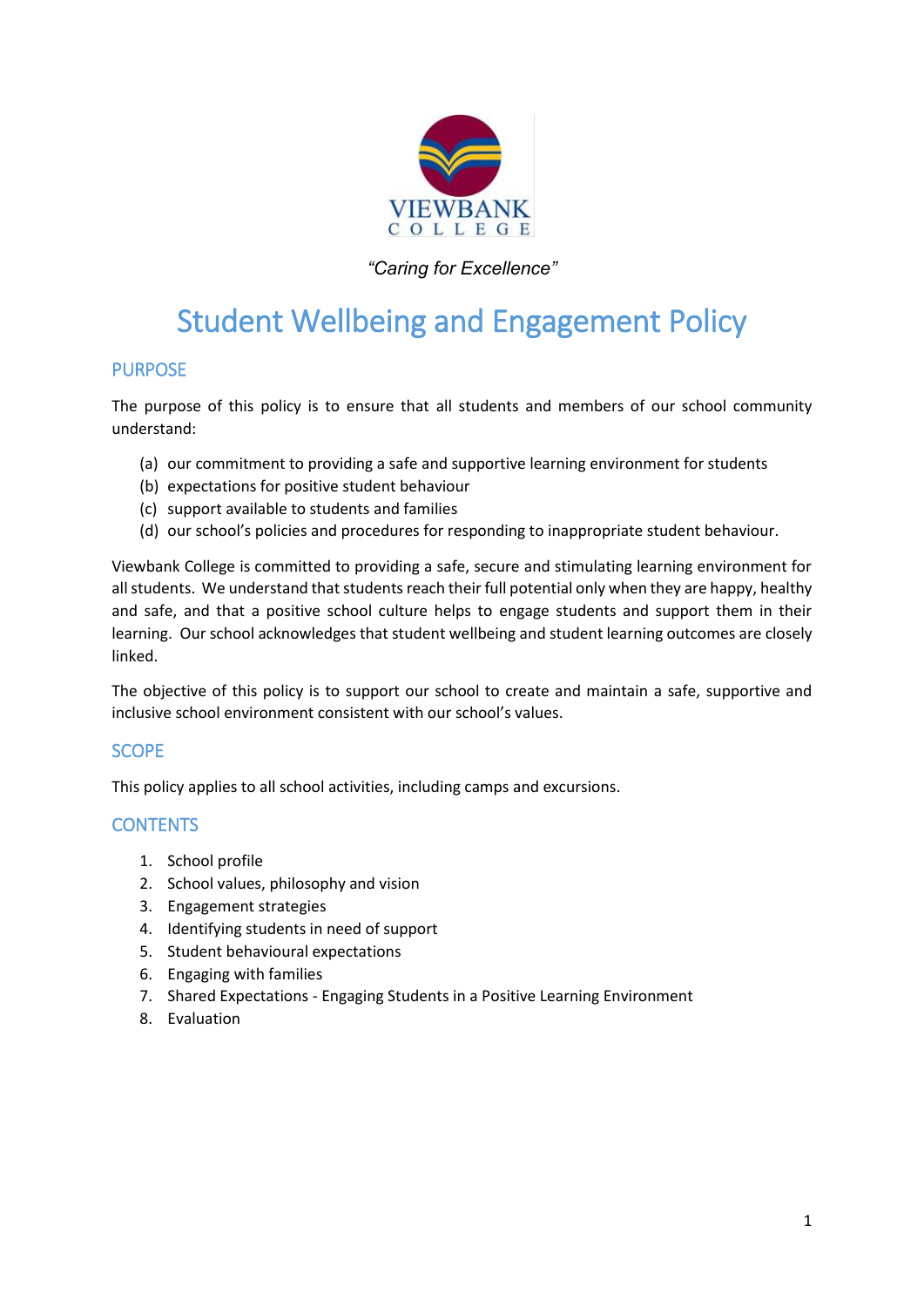VIEWBANK COLLEGE

*"Caring for Excellence"*

# Student Wellbeing and Engagement Policy

## PURPOSE

The purpose of this policy is to ensure that all students and members of our school community understand:

(a) our commitment to providing a safe and supportive learning environment for students
(b) expectations for positive student behaviour
(c) support available to students and families
(d) our school's policies and procedures for responding to inappropriate student behaviour.

Viewbank College is committed to providing a safe, secure and stimulating learning environment for all students. We understand that students reach their full potential only when they are happy, healthy and safe, and that a positive school culture helps to engage students and support them in their learning. Our school acknowledges that student wellbeing and student learning outcomes are closely linked.

The objective of this policy is to support our school to create and maintain a safe, supportive and inclusive school environment consistent with our school's values.

## SCOPE

This policy applies to all school activities, including camps and excursions.

## CONTENTS

1. School profile
2. School values, philosophy and vision
3. Engagement strategies
4. Identifying students in need of support
5. Student behavioural expectations
6. Engaging with families
7. Shared Expectations - Engaging Students in a Positive Learning Environment
8. Evaluation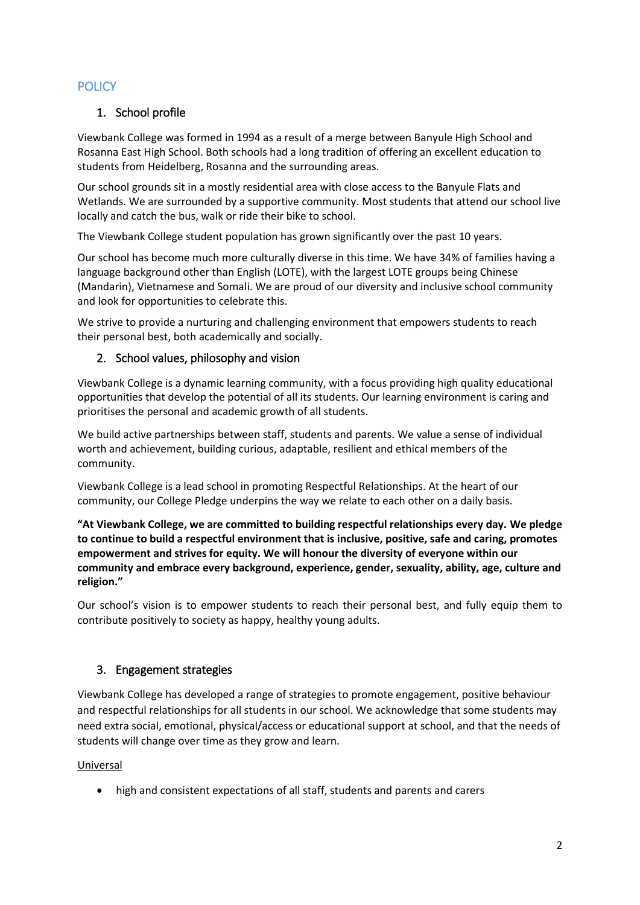## POLICY

### 1. School profile

Viewbank College was formed in 1994 as a result of a merge between Banyule High School and Rosanna East High School. Both schools had a long tradition of offering an excellent education to students from Heidelberg, Rosanna and the surrounding areas.

Our school grounds sit in a mostly residential area with close access to the Banyule Flats and Wetlands. We are surrounded by a supportive community. Most students that attend our school live locally and catch the bus, walk or ride their bike to school.

The Viewbank College student population has grown significantly over the past 10 years.

Our school has become much more culturally diverse in this time. We have 34% of families having a language background other than English (LOTE), with the largest LOTE groups being Chinese (Mandarin), Vietnamese and Somali. We are proud of our diversity and inclusive school community and look for opportunities to celebrate this.

We strive to provide a nurturing and challenging environment that empowers students to reach their personal best, both academically and socially.

### 2. School values, philosophy and vision

Viewbank College is a dynamic learning community, with a focus providing high quality educational opportunities that develop the potential of all its students. Our learning environment is caring and prioritises the personal and academic growth of all students.

We build active partnerships between staff, students and parents. We value a sense of individual worth and achievement, building curious, adaptable, resilient and ethical members of the community.

Viewbank College is a lead school in promoting Respectful Relationships. At the heart of our community, our College Pledge underpins the way we relate to each other on a daily basis.

**"At Viewbank College, we are committed to building respectful relationships every day. We pledge to continue to build a respectful environment that is inclusive, positive, safe and caring, promotes empowerment and strives for equity. We will honour the diversity of everyone within our community and embrace every background, experience, gender, sexuality, ability, age, culture and religion."**

Our school's vision is to empower students to reach their personal best, and fully equip them to contribute positively to society as happy, healthy young adults.

### 3. Engagement strategies

Viewbank College has developed a range of strategies to promote engagement, positive behaviour and respectful relationships for all students in our school. We acknowledge that some students may need extra social, emotional, physical/access or educational support at school, and that the needs of students will change over time as they grow and learn.

<u>Universal</u>

- high and consistent expectations of all staff, students and parents and carers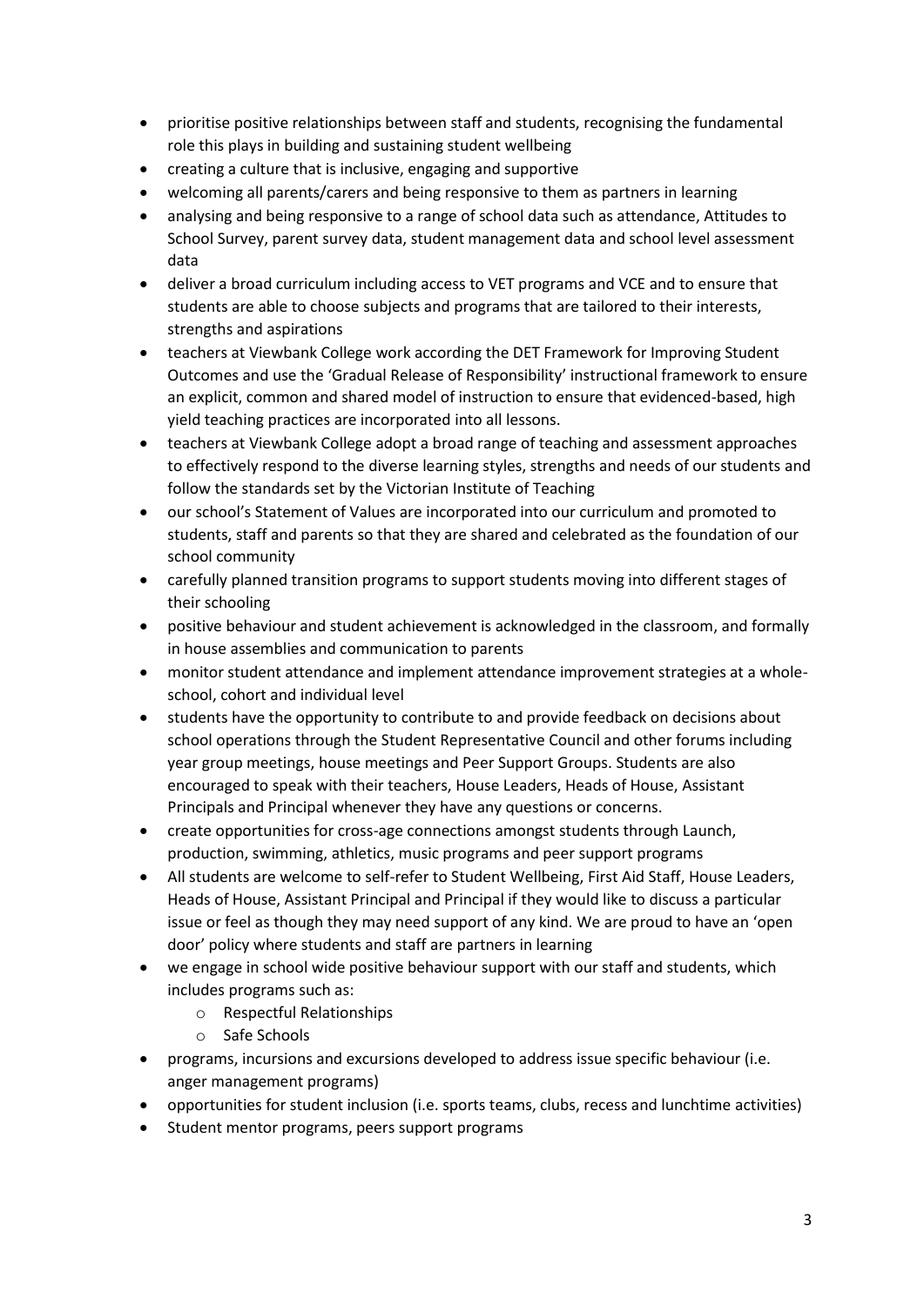- prioritise positive relationships between staff and students, recognising the fundamental role this plays in building and sustaining student wellbeing
- creating a culture that is inclusive, engaging and supportive
- welcoming all parents/carers and being responsive to them as partners in learning
- analysing and being responsive to a range of school data such as attendance, Attitudes to School Survey, parent survey data, student management data and school level assessment data
- deliver a broad curriculum including access to VET programs and VCE and to ensure that students are able to choose subjects and programs that are tailored to their interests, strengths and aspirations
- teachers at Viewbank College work according the DET Framework for Improving Student Outcomes and use the 'Gradual Release of Responsibility' instructional framework to ensure an explicit, common and shared model of instruction to ensure that evidenced-based, high yield teaching practices are incorporated into all lessons.
- teachers at Viewbank College adopt a broad range of teaching and assessment approaches to effectively respond to the diverse learning styles, strengths and needs of our students and follow the standards set by the Victorian Institute of Teaching
- our school's Statement of Values are incorporated into our curriculum and promoted to students, staff and parents so that they are shared and celebrated as the foundation of our school community
- carefully planned transition programs to support students moving into different stages of their schooling
- positive behaviour and student achievement is acknowledged in the classroom, and formally in house assemblies and communication to parents
- monitor student attendance and implement attendance improvement strategies at a whole-school, cohort and individual level
- students have the opportunity to contribute to and provide feedback on decisions about school operations through the Student Representative Council and other forums including year group meetings, house meetings and Peer Support Groups. Students are also encouraged to speak with their teachers, House Leaders, Heads of House, Assistant Principals and Principal whenever they have any questions or concerns.
- create opportunities for cross-age connections amongst students through Launch, production, swimming, athletics, music programs and peer support programs
- All students are welcome to self-refer to Student Wellbeing, First Aid Staff, House Leaders, Heads of House, Assistant Principal and Principal if they would like to discuss a particular issue or feel as though they may need support of any kind. We are proud to have an 'open door' policy where students and staff are partners in learning
- we engage in school wide positive behaviour support with our staff and students, which includes programs such as:
  - Respectful Relationships
  - Safe Schools
- programs, incursions and excursions developed to address issue specific behaviour (i.e. anger management programs)
- opportunities for student inclusion (i.e. sports teams, clubs, recess and lunchtime activities)
- Student mentor programs, peers support programs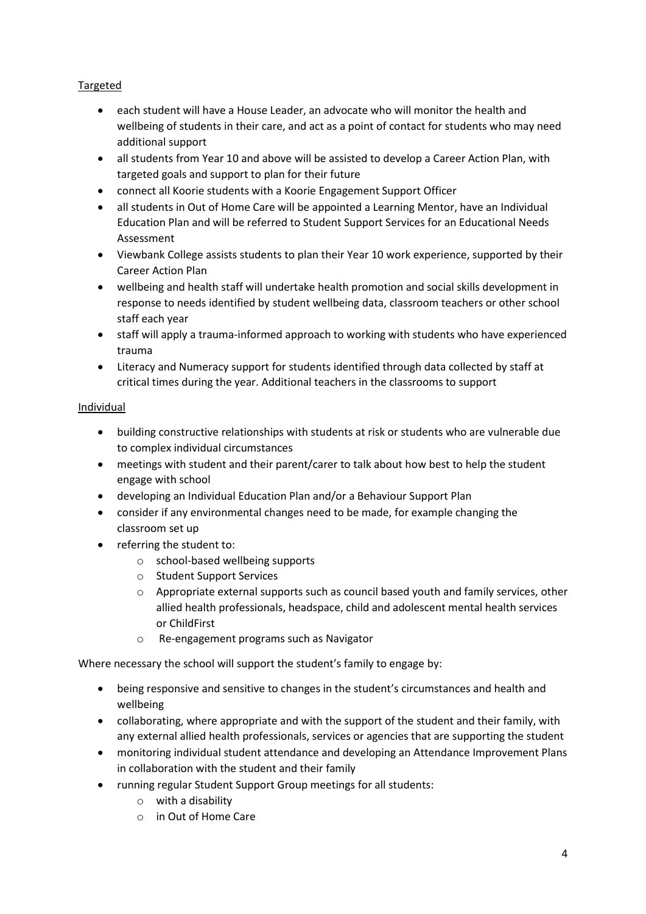Targeted

- each student will have a House Leader, an advocate who will monitor the health and wellbeing of students in their care, and act as a point of contact for students who may need additional support
- all students from Year 10 and above will be assisted to develop a Career Action Plan, with targeted goals and support to plan for their future
- connect all Koorie students with a Koorie Engagement Support Officer
- all students in Out of Home Care will be appointed a Learning Mentor, have an Individual Education Plan and will be referred to Student Support Services for an Educational Needs Assessment
- Viewbank College assists students to plan their Year 10 work experience, supported by their Career Action Plan
- wellbeing and health staff will undertake health promotion and social skills development in response to needs identified by student wellbeing data, classroom teachers or other school staff each year
- staff will apply a trauma-informed approach to working with students who have experienced trauma
- Literacy and Numeracy support for students identified through data collected by staff at critical times during the year. Additional teachers in the classrooms to support

Individual

- building constructive relationships with students at risk or students who are vulnerable due to complex individual circumstances
- meetings with student and their parent/carer to talk about how best to help the student engage with school
- developing an Individual Education Plan and/or a Behaviour Support Plan
- consider if any environmental changes need to be made, for example changing the classroom set up
- referring the student to:
    - school-based wellbeing supports
    - Student Support Services
    - Appropriate external supports such as council based youth and family services, other allied health professionals, headspace, child and adolescent mental health services or ChildFirst
    - Re-engagement programs such as Navigator

Where necessary the school will support the student's family to engage by:

- being responsive and sensitive to changes in the student's circumstances and health and wellbeing
- collaborating, where appropriate and with the support of the student and their family, with any external allied health professionals, services or agencies that are supporting the student
- monitoring individual student attendance and developing an Attendance Improvement Plans in collaboration with the student and their family
- running regular Student Support Group meetings for all students:
    - with a disability
    - in Out of Home Care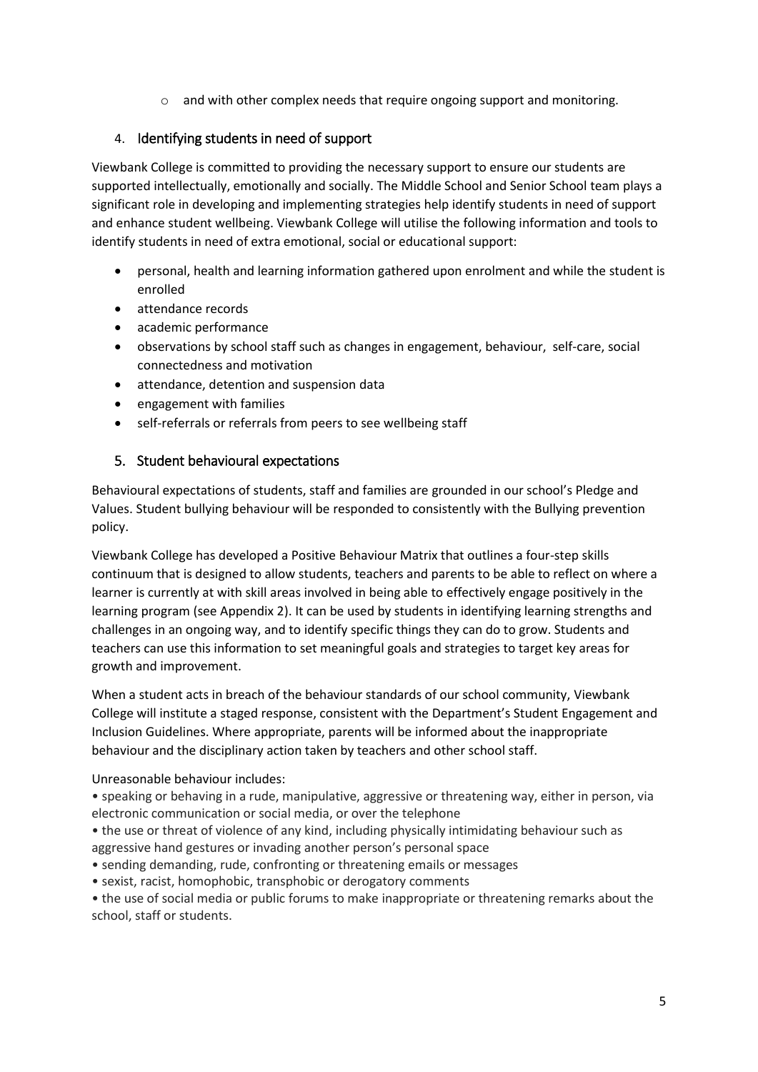- and with other complex needs that require ongoing support and monitoring.

## 4. Identifying students in need of support

Viewbank College is committed to providing the necessary support to ensure our students are supported intellectually, emotionally and socially. The Middle School and Senior School team plays a significant role in developing and implementing strategies help identify students in need of support and enhance student wellbeing. Viewbank College will utilise the following information and tools to identify students in need of extra emotional, social or educational support:

- personal, health and learning information gathered upon enrolment and while the student is enrolled
- attendance records
- academic performance
- observations by school staff such as changes in engagement, behaviour, self-care, social connectedness and motivation
- attendance, detention and suspension data
- engagement with families
- self-referrals or referrals from peers to see wellbeing staff

## 5. Student behavioural expectations

Behavioural expectations of students, staff and families are grounded in our school's Pledge and Values. Student bullying behaviour will be responded to consistently with the Bullying prevention policy.

Viewbank College has developed a Positive Behaviour Matrix that outlines a four-step skills continuum that is designed to allow students, teachers and parents to be able to reflect on where a learner is currently at with skill areas involved in being able to effectively engage positively in the learning program (see Appendix 2). It can be used by students in identifying learning strengths and challenges in an ongoing way, and to identify specific things they can do to grow. Students and teachers can use this information to set meaningful goals and strategies to target key areas for growth and improvement.

When a student acts in breach of the behaviour standards of our school community, Viewbank College will institute a staged response, consistent with the Department's Student Engagement and Inclusion Guidelines. Where appropriate, parents will be informed about the inappropriate behaviour and the disciplinary action taken by teachers and other school staff.

Unreasonable behaviour includes:

- speaking or behaving in a rude, manipulative, aggressive or threatening way, either in person, via electronic communication or social media, or over the telephone
- the use or threat of violence of any kind, including physically intimidating behaviour such as aggressive hand gestures or invading another person's personal space
- sending demanding, rude, confronting or threatening emails or messages
- sexist, racist, homophobic, transphobic or derogatory comments
- the use of social media or public forums to make inappropriate or threatening remarks about the school, staff or students.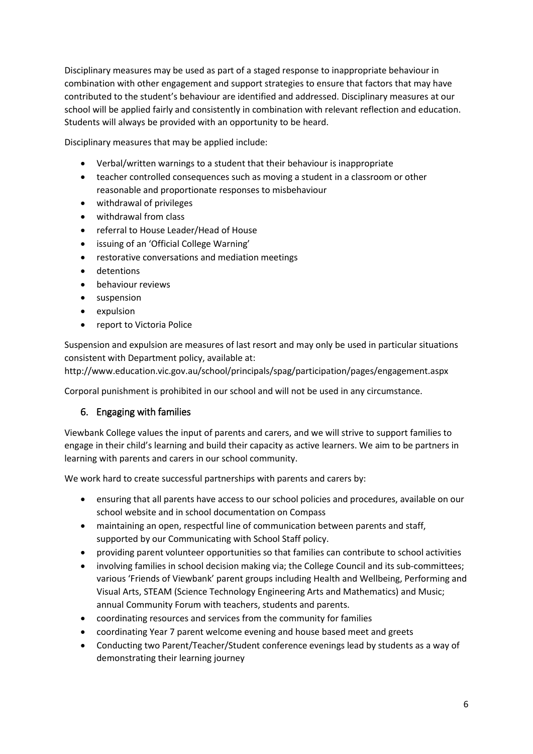Disciplinary measures may be used as part of a staged response to inappropriate behaviour in combination with other engagement and support strategies to ensure that factors that may have contributed to the student's behaviour are identified and addressed. Disciplinary measures at our school will be applied fairly and consistently in combination with relevant reflection and education. Students will always be provided with an opportunity to be heard.

Disciplinary measures that may be applied include:

- Verbal/written warnings to a student that their behaviour is inappropriate
- teacher controlled consequences such as moving a student in a classroom or other reasonable and proportionate responses to misbehaviour
- withdrawal of privileges
- withdrawal from class
- referral to House Leader/Head of House
- issuing of an 'Official College Warning'
- restorative conversations and mediation meetings
- detentions
- behaviour reviews
- suspension
- expulsion
- report to Victoria Police

Suspension and expulsion are measures of last resort and may only be used in particular situations consistent with Department policy, available at:
http://www.education.vic.gov.au/school/principals/spag/participation/pages/engagement.aspx

Corporal punishment is prohibited in our school and will not be used in any circumstance.

## 6. Engaging with families

Viewbank College values the input of parents and carers, and we will strive to support families to engage in their child's learning and build their capacity as active learners. We aim to be partners in learning with parents and carers in our school community.

We work hard to create successful partnerships with parents and carers by:

- ensuring that all parents have access to our school policies and procedures, available on our school website and in school documentation on Compass
- maintaining an open, respectful line of communication between parents and staff, supported by our Communicating with School Staff policy.
- providing parent volunteer opportunities so that families can contribute to school activities
- involving families in school decision making via; the College Council and its sub-committees; various 'Friends of Viewbank' parent groups including Health and Wellbeing, Performing and Visual Arts, STEAM (Science Technology Engineering Arts and Mathematics) and Music; annual Community Forum with teachers, students and parents.
- coordinating resources and services from the community for families
- coordinating Year 7 parent welcome evening and house based meet and greets
- Conducting two Parent/Teacher/Student conference evenings lead by students as a way of demonstrating their learning journey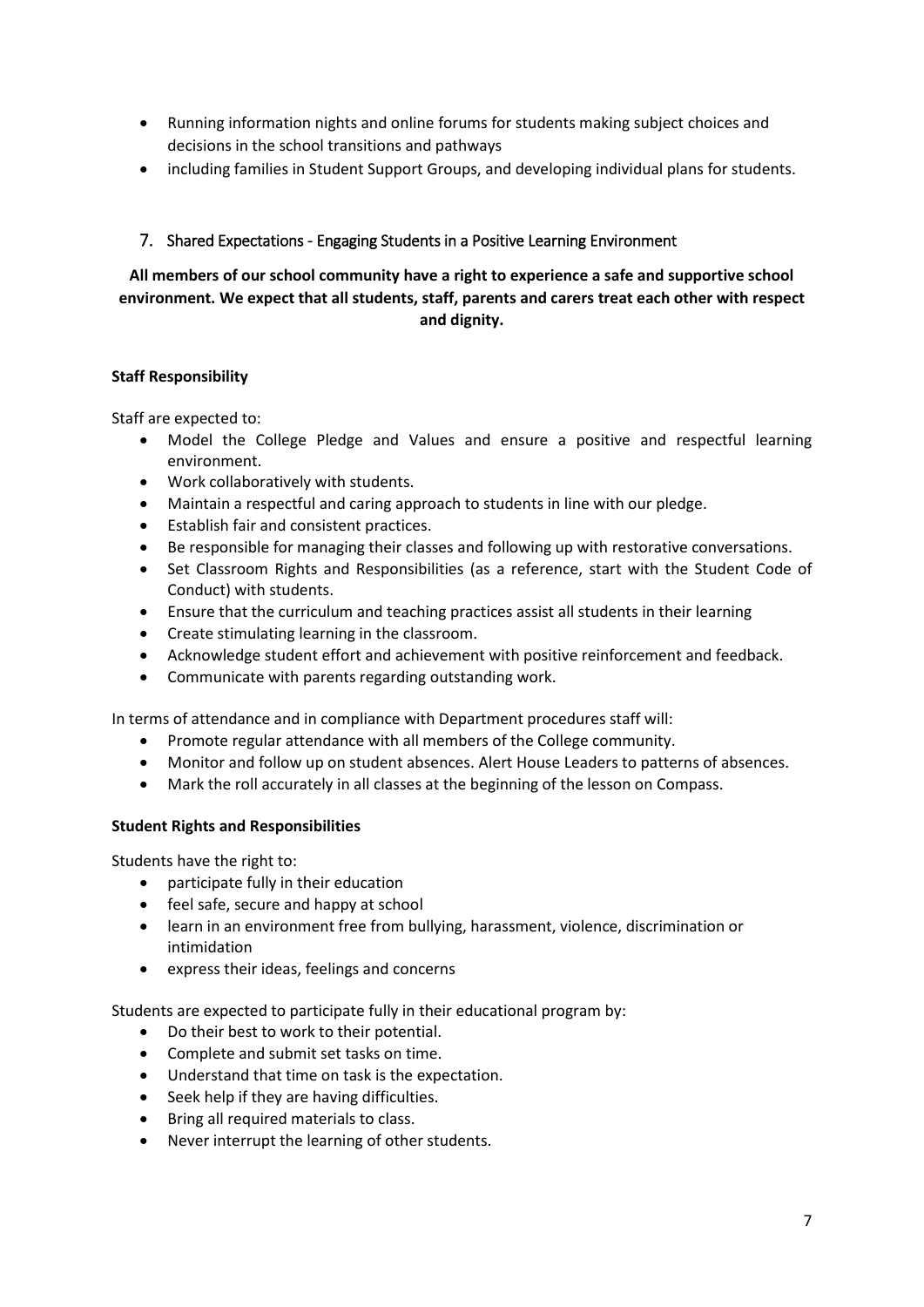- Running information nights and online forums for students making subject choices and decisions in the school transitions and pathways
- including families in Student Support Groups, and developing individual plans for students.

## 7. Shared Expectations - Engaging Students in a Positive Learning Environment

**All members of our school community have a right to experience a safe and supportive school environment. We expect that all students, staff, parents and carers treat each other with respect and dignity.**

**Staff Responsibility**

Staff are expected to:

- Model the College Pledge and Values and ensure a positive and respectful learning environment.
- Work collaboratively with students.
- Maintain a respectful and caring approach to students in line with our pledge.
- Establish fair and consistent practices.
- Be responsible for managing their classes and following up with restorative conversations.
- Set Classroom Rights and Responsibilities (as a reference, start with the Student Code of Conduct) with students.
- Ensure that the curriculum and teaching practices assist all students in their learning
- Create stimulating learning in the classroom.
- Acknowledge student effort and achievement with positive reinforcement and feedback.
- Communicate with parents regarding outstanding work.

In terms of attendance and in compliance with Department procedures staff will:

- Promote regular attendance with all members of the College community.
- Monitor and follow up on student absences. Alert House Leaders to patterns of absences.
- Mark the roll accurately in all classes at the beginning of the lesson on Compass.

**Student Rights and Responsibilities**

Students have the right to:

- participate fully in their education
- feel safe, secure and happy at school
- learn in an environment free from bullying, harassment, violence, discrimination or intimidation
- express their ideas, feelings and concerns

Students are expected to participate fully in their educational program by:

- Do their best to work to their potential.
- Complete and submit set tasks on time.
- Understand that time on task is the expectation.
- Seek help if they are having difficulties.
- Bring all required materials to class.
- Never interrupt the learning of other students.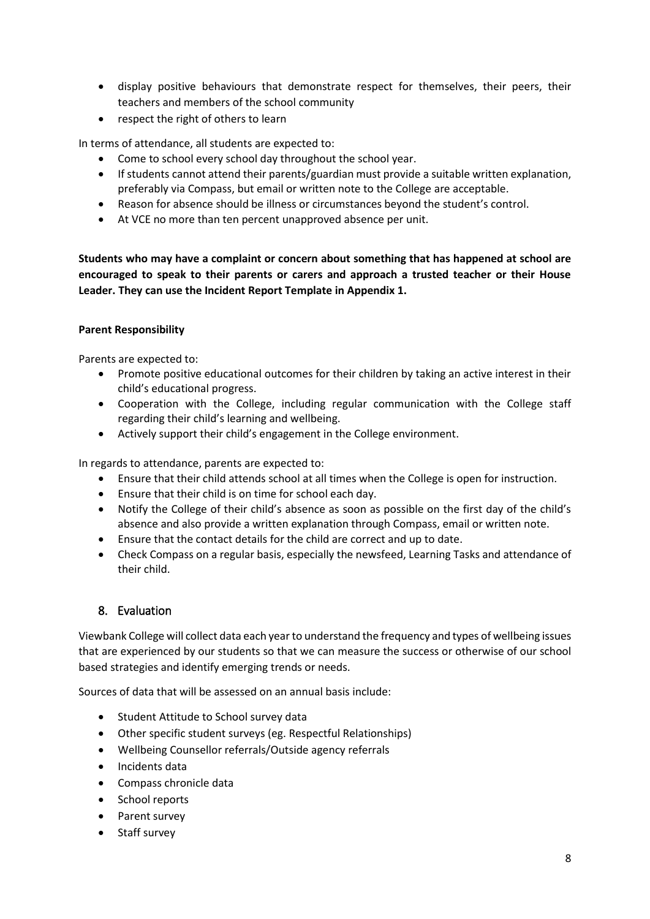- display positive behaviours that demonstrate respect for themselves, their peers, their teachers and members of the school community
- respect the right of others to learn

In terms of attendance, all students are expected to:

- Come to school every school day throughout the school year.
- If students cannot attend their parents/guardian must provide a suitable written explanation, preferably via Compass, but email or written note to the College are acceptable.
- Reason for absence should be illness or circumstances beyond the student's control.
- At VCE no more than ten percent unapproved absence per unit.

**Students who may have a complaint or concern about something that has happened at school are encouraged to speak to their parents or carers and approach a trusted teacher or their House Leader. They can use the Incident Report Template in Appendix 1.**

**Parent Responsibility**

Parents are expected to:

- Promote positive educational outcomes for their children by taking an active interest in their child's educational progress.
- Cooperation with the College, including regular communication with the College staff regarding their child's learning and wellbeing.
- Actively support their child's engagement in the College environment.

In regards to attendance, parents are expected to:

- Ensure that their child attends school at all times when the College is open for instruction.
- Ensure that their child is on time for school each day.
- Notify the College of their child's absence as soon as possible on the first day of the child's absence and also provide a written explanation through Compass, email or written note.
- Ensure that the contact details for the child are correct and up to date.
- Check Compass on a regular basis, especially the newsfeed, Learning Tasks and attendance of their child.

## 8. Evaluation

Viewbank College will collect data each year to understand the frequency and types of wellbeing issues that are experienced by our students so that we can measure the success or otherwise of our school based strategies and identify emerging trends or needs.

Sources of data that will be assessed on an annual basis include:

- Student Attitude to School survey data
- Other specific student surveys (eg. Respectful Relationships)
- Wellbeing Counsellor referrals/Outside agency referrals
- Incidents data
- Compass chronicle data
- School reports
- Parent survey
- Staff survey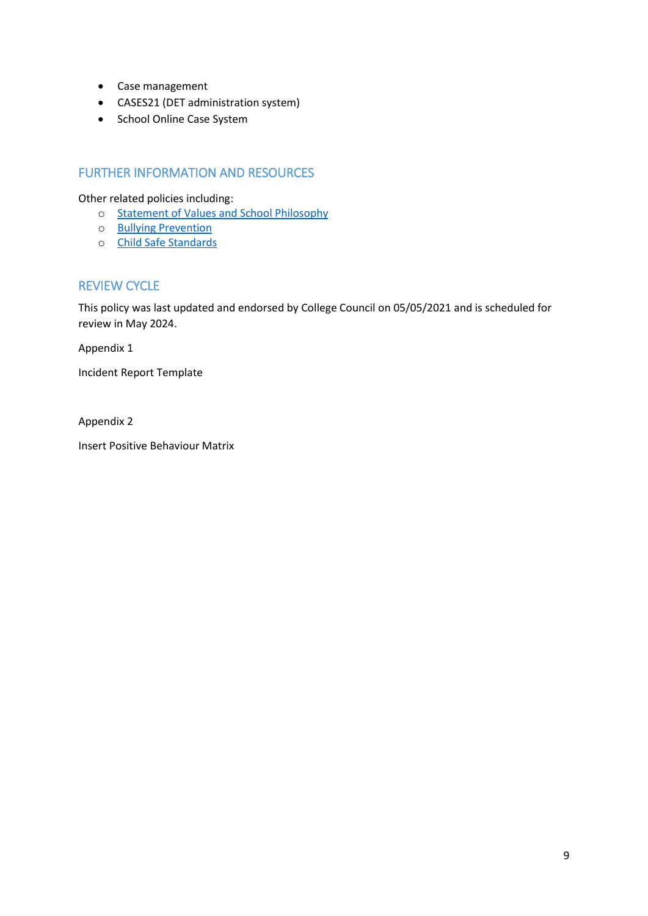- Case management
- CASES21 (DET administration system)
- School Online Case System

## FURTHER INFORMATION AND RESOURCES

Other related policies including:

- Statement of Values and School Philosophy
- Bullying Prevention
- Child Safe Standards

## REVIEW CYCLE

This policy was last updated and endorsed by College Council on 05/05/2021 and is scheduled for review in May 2024.

Appendix 1

Incident Report Template

Appendix 2

Insert Positive Behaviour Matrix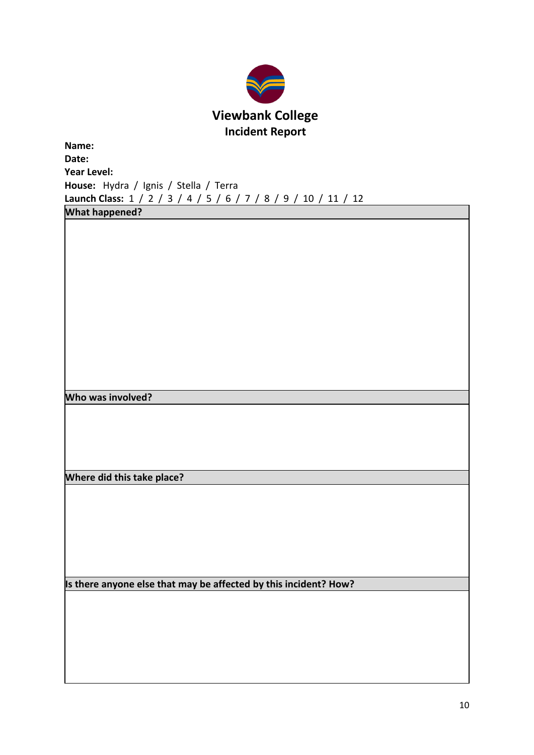# Viewbank College

## Incident Report

**Name:**

**Date:**

**Year Level:**

**House:** Hydra / Ignis / Stella / Terra

**Launch Class:** 1 / 2 / 3 / 4 / 5 / 6 / 7 / 8 / 9 / 10 / 11 / 12

| What happened? |
| --- |
| |

| Who was involved? |
| --- |
| |

| Where did this take place? |
| --- |
| |

| Is there anyone else that may be affected by this incident? How? |
| --- |
| |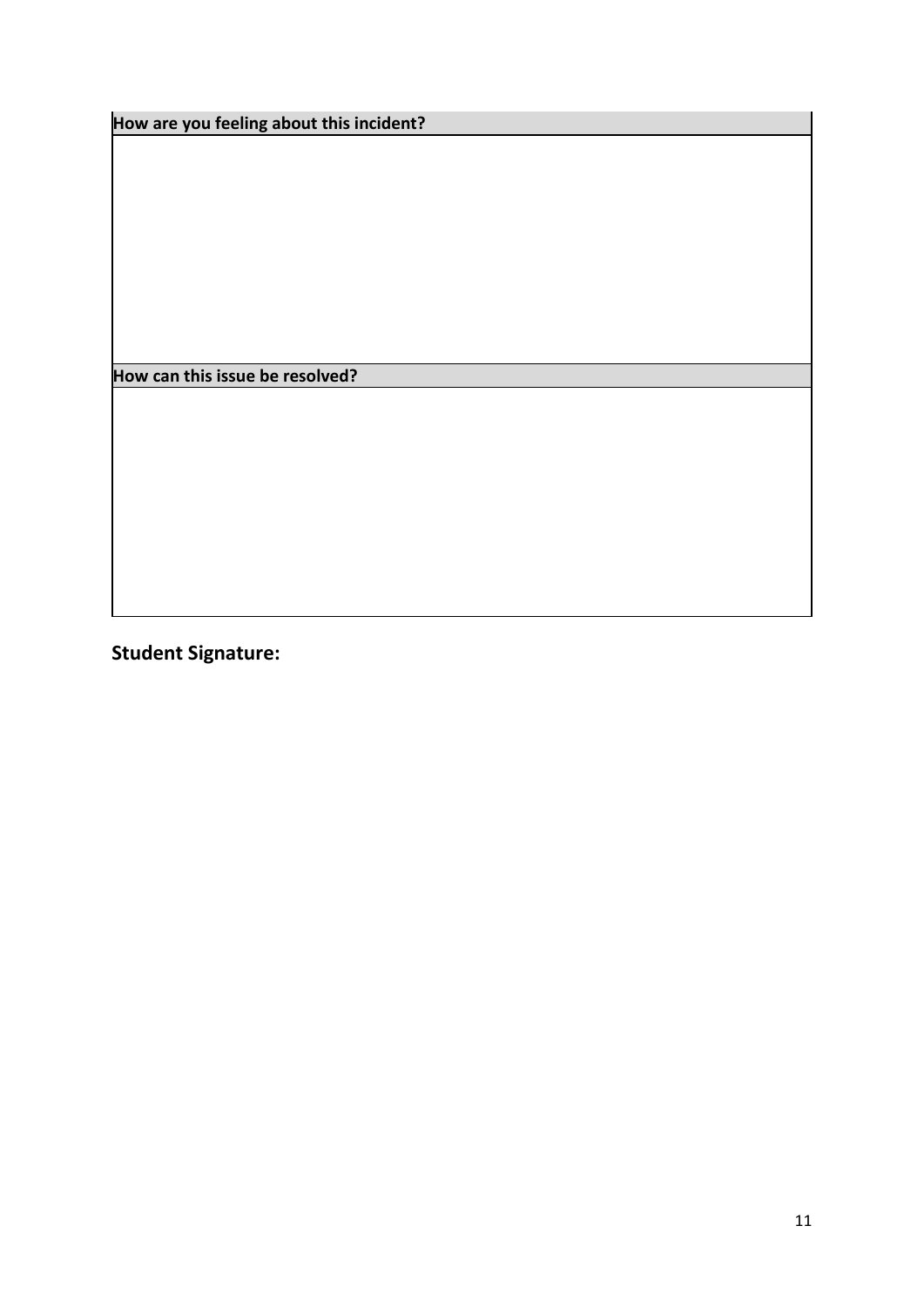| How are you feeling about this incident? |
| --- |
| |

| How can this issue be resolved? |
| --- |
| |

**Student Signature:**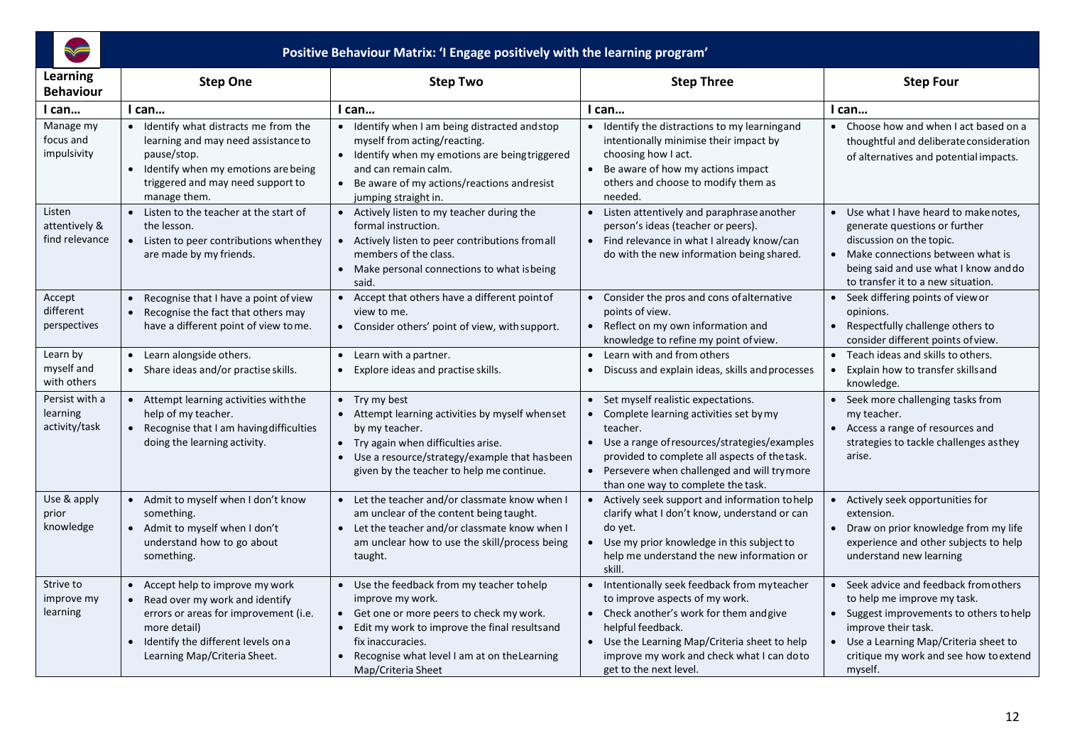## Positive Behaviour Matrix: 'I Engage positively with the learning program'

| Learning Behaviour | Step One | Step Two | Step Three | Step Four |
|---|---|---|---|---|
| **I can…** | **I can…** | **I can…** | **I can…** | **I can…** |
| Manage my focus and impulsivity | • Identify what distracts me from the learning and may need assistance to pause/stop.<br>• Identify when my emotions are being triggered and may need support to manage them. | • Identify when I am being distracted and stop myself from acting/reacting.<br>• Identify when my emotions are being triggered and can remain calm.<br>• Be aware of my actions/reactions and resist jumping straight in. | • Identify the distractions to my learning and intentionally minimise their impact by choosing how I act.<br>• Be aware of how my actions impact others and choose to modify them as needed. | • Choose how and when I act based on a thoughtful and deliberate consideration of alternatives and potential impacts. |
| Listen attentively & find relevance | • Listen to the teacher at the start of the lesson.<br>• Listen to peer contributions when they are made by my friends. | • Actively listen to my teacher during the formal instruction.<br>• Actively listen to peer contributions from all members of the class.<br>• Make personal connections to what is being said. | • Listen attentively and paraphrase another person's ideas (teacher or peers).<br>• Find relevance in what I already know/can do with the new information being shared. | • Use what I have heard to make notes, generate questions or further discussion on the topic.<br>• Make connections between what is being said and use what I know and do to transfer it to a new situation. |
| Accept different perspectives | • Recognise that I have a point of view<br>• Recognise the fact that others may have a different point of view to me. | • Accept that others have a different point of view to me.<br>• Consider others' point of view, with support. | • Consider the pros and cons of alternative points of view.<br>• Reflect on my own information and knowledge to refine my point of view. | • Seek differing points of view or opinions.<br>• Respectfully challenge others to consider different points of view. |
| Learn by myself and with others | • Learn alongside others.<br>• Share ideas and/or practise skills. | • Learn with a partner.<br>• Explore ideas and practise skills. | • Learn with and from others<br>• Discuss and explain ideas, skills and processes | • Teach ideas and skills to others.<br>• Explain how to transfer skills and knowledge. |
| Persist with a learning activity/task | • Attempt learning activities with the help of my teacher.<br>• Recognise that I am having difficulties doing the learning activity. | • Try my best<br>• Attempt learning activities by myself when set by my teacher.<br>• Try again when difficulties arise.<br>• Use a resource/strategy/example that has been given by the teacher to help me continue. | • Set myself realistic expectations.<br>• Complete learning activities set by my teacher.<br>• Use a range of resources/strategies/examples provided to complete all aspects of the task.<br>• Persevere when challenged and will try more than one way to complete the task. | • Seek more challenging tasks from my teacher.<br>• Access a range of resources and strategies to tackle challenges as they arise. |
| Use & apply prior knowledge | • Admit to myself when I don't know something.<br>• Admit to myself when I don't understand how to go about something. | • Let the teacher and/or classmate know when I am unclear of the content being taught.<br>• Let the teacher and/or classmate know when I am unclear how to use the skill/process being taught. | • Actively seek support and information to help clarify what I don't know, understand or can do yet.<br>• Use my prior knowledge in this subject to help me understand the new information or skill. | • Actively seek opportunities for extension.<br>• Draw on prior knowledge from my life experience and other subjects to help understand new learning |
| Strive to improve my learning | • Accept help to improve my work<br>• Read over my work and identify errors or areas for improvement (i.e. more detail)<br>• Identify the different levels on a Learning Map/Criteria Sheet. | • Use the feedback from my teacher to help improve my work.<br>• Get one or more peers to check my work.<br>• Edit my work to improve the final results and fix inaccuracies.<br>• Recognise what level I am at on the Learning Map/Criteria Sheet | • Intentionally seek feedback from my teacher to improve aspects of my work.<br>• Check another's work for them and give helpful feedback.<br>• Use the Learning Map/Criteria sheet to help improve my work and check what I can do to get to the next level. | • Seek advice and feedback from others to help me improve my task.<br>• Suggest improvements to others to help improve their task.<br>• Use a Learning Map/Criteria sheet to critique my work and see how to extend myself. |